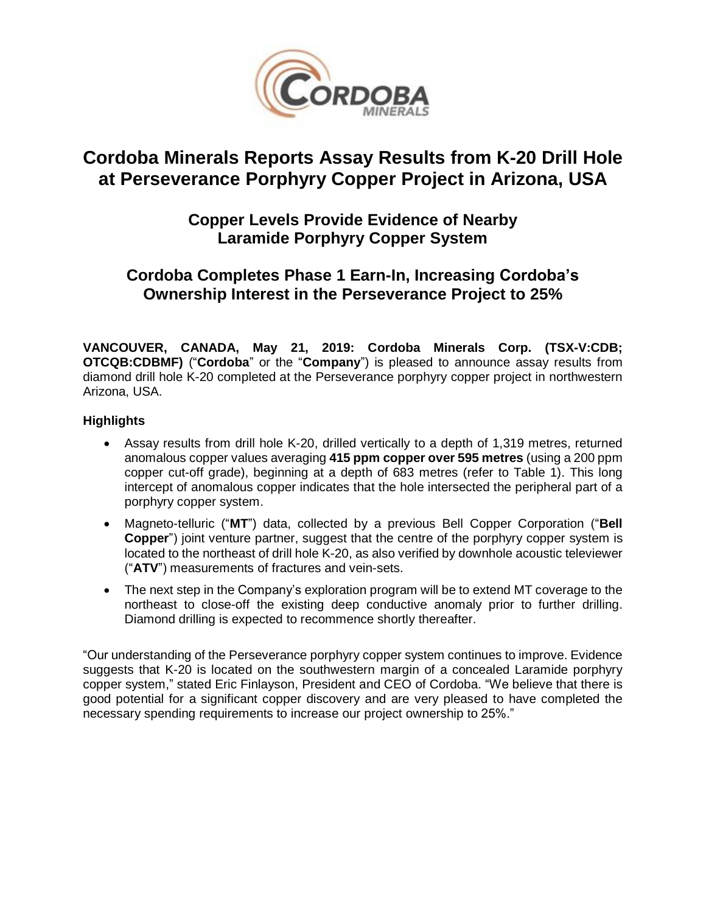# Cordoba Minerals Reports Assay Results from K-20 Drill Hole at Perseverance Porphyry Copper Project in Arizona, USA

## Copper Levels Provide Evidence of Nearby Laramide Porphyry Copper System

## Cordoba Completes Phase 1 Earn-In, Increasing Cordoba's Ownership Interest in the Perseverance Project to 25%

**VANCOUVER, CANADA, May 21, 2019: Cordoba Minerals Corp. (TSX-V:CDB; OTCQB:CDBMF)** ("**Cordoba**" or the "**Company**") is pleased to announce assay results from diamond drill hole K-20 completed at the Perseverance porphyry copper project in northwestern Arizona, USA.

### Highlights

- Assay results from drill hole K-20, drilled vertically to a depth of 1,319 metres, returned anomalous copper values averaging **415 ppm copper over 595 metres** (using a 200 ppm copper cut-off grade), beginning at a depth of 683 metres (refer to Table 1). This long intercept of anomalous copper indicates that the hole intersected the peripheral part of a porphyry copper system.
- Magneto-telluric ("**MT**") data, collected by a previous Bell Copper Corporation ("**Bell Copper**") joint venture partner, suggest that the centre of the porphyry copper system is located to the northeast of drill hole K-20, as also verified by downhole acoustic televiewer ("**ATV**") measurements of fractures and vein-sets.
- The next step in the Company's exploration program will be to extend MT coverage to the northeast to close-off the existing deep conductive anomaly prior to further drilling. Diamond drilling is expected to recommence shortly thereafter.

"Our understanding of the Perseverance porphyry copper system continues to improve. Evidence suggests that K-20 is located on the southwestern margin of a concealed Laramide porphyry copper system," stated Eric Finlayson, President and CEO of Cordoba. "We believe that there is good potential for a significant copper discovery and are very pleased to have completed the necessary spending requirements to increase our project ownership to 25%."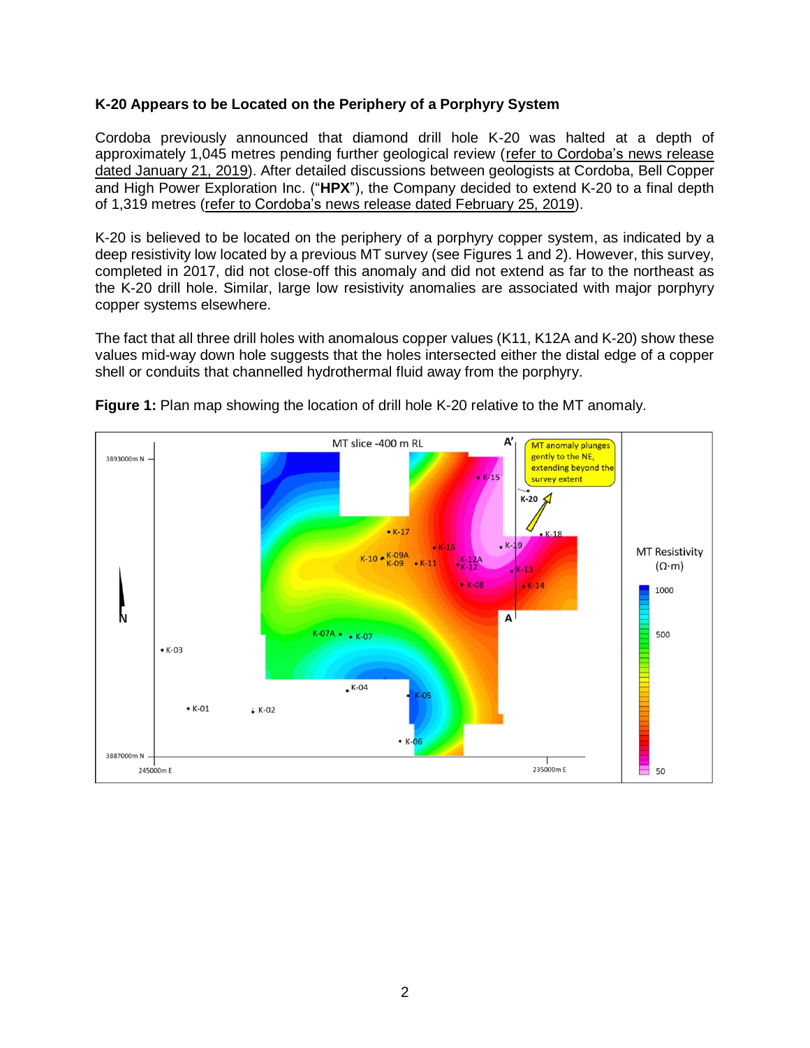### K-20 Appears to be Located on the Periphery of a Porphyry System

Cordoba previously announced that diamond drill hole K-20 was halted at a depth of approximately 1,045 metres pending further geological review (refer to Cordoba's news release dated January 21, 2019). After detailed discussions between geologists at Cordoba, Bell Copper and High Power Exploration Inc. ("**HPX**"), the Company decided to extend K-20 to a final depth of 1,319 metres (refer to Cordoba's news release dated February 25, 2019).

K-20 is believed to be located on the periphery of a porphyry copper system, as indicated by a deep resistivity low located by a previous MT survey (see Figures 1 and 2). However, this survey, completed in 2017, did not close-off this anomaly and did not extend as far to the northeast as the K-20 drill hole. Similar, large low resistivity anomalies are associated with major porphyry copper systems elsewhere.

The fact that all three drill holes with anomalous copper values (K11, K12A and K-20) show these values mid-way down hole suggests that the holes intersected either the distal edge of a copper shell or conduits that channelled hydrothermal fluid away from the porphyry.

**Figure 1:** Plan map showing the location of drill hole K-20 relative to the MT anomaly.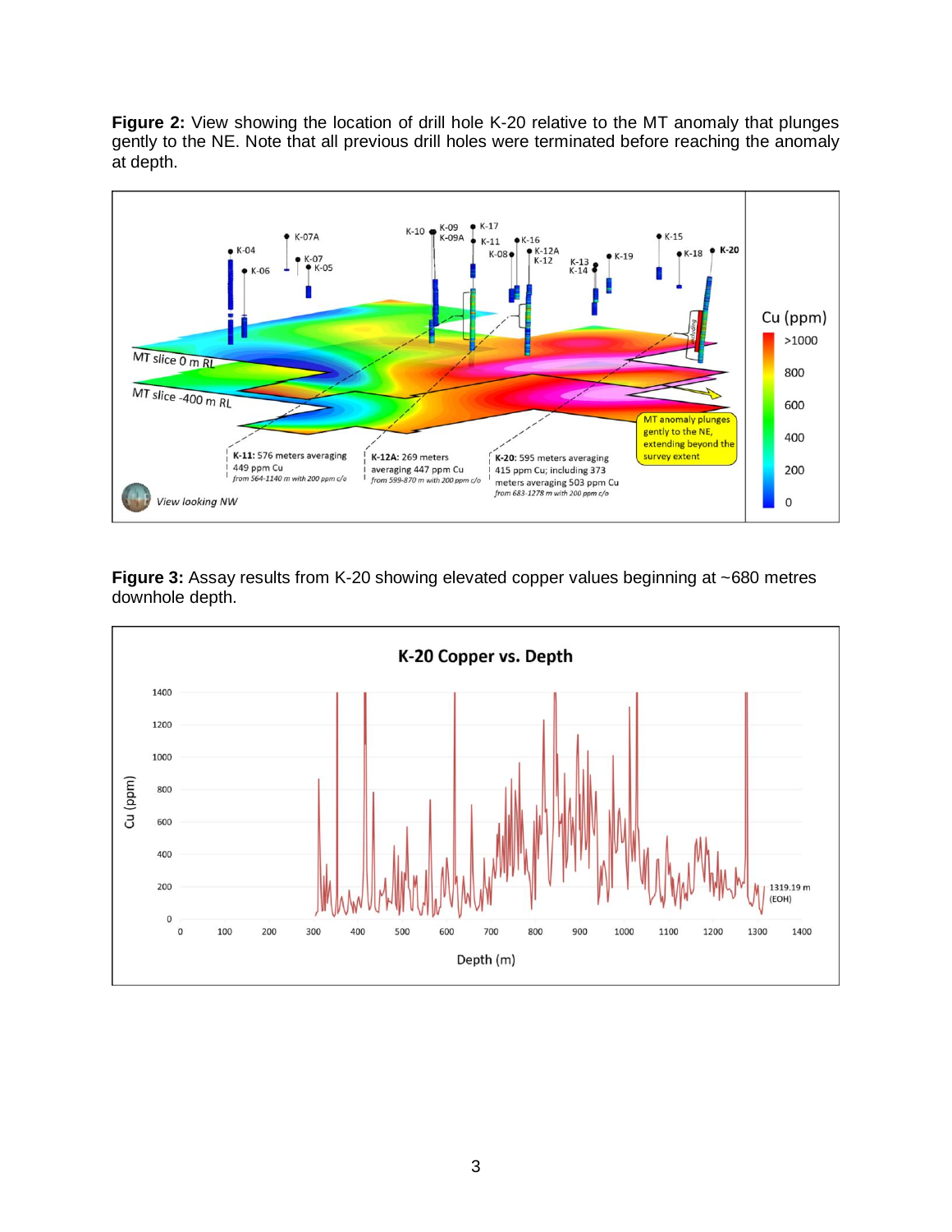**Figure 2:** View showing the location of drill hole K-20 relative to the MT anomaly that plunges gently to the NE. Note that all previous drill holes were terminated before reaching the anomaly at depth.

**Figure 3:** Assay results from K-20 showing elevated copper values beginning at ~680 metres downhole depth.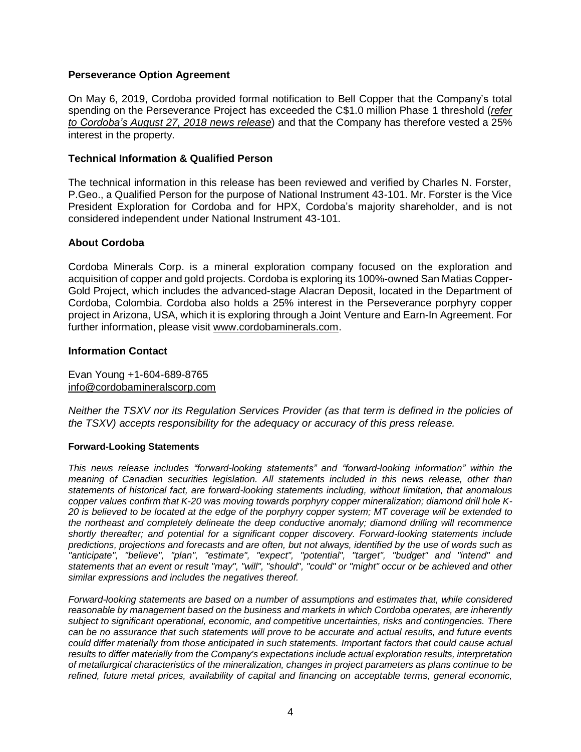## Perseverance Option Agreement

On May 6, 2019, Cordoba provided formal notification to Bell Copper that the Company's total spending on the Perseverance Project has exceeded the C$1.0 million Phase 1 threshold (*refer to Cordoba's August 27, 2018 news release*) and that the Company has therefore vested a 25% interest in the property.

## Technical Information & Qualified Person

The technical information in this release has been reviewed and verified by Charles N. Forster, P.Geo., a Qualified Person for the purpose of National Instrument 43-101. Mr. Forster is the Vice President Exploration for Cordoba and for HPX, Cordoba's majority shareholder, and is not considered independent under National Instrument 43-101.

## About Cordoba

Cordoba Minerals Corp. is a mineral exploration company focused on the exploration and acquisition of copper and gold projects. Cordoba is exploring its 100%-owned San Matias Copper-Gold Project, which includes the advanced-stage Alacran Deposit, located in the Department of Cordoba, Colombia. Cordoba also holds a 25% interest in the Perseverance porphyry copper project in Arizona, USA, which it is exploring through a Joint Venture and Earn-In Agreement. For further information, please visit www.cordobaminerals.com.

## Information Contact

Evan Young +1-604-689-8765
info@cordobamineralscorp.com

*Neither the TSXV nor its Regulation Services Provider (as that term is defined in the policies of the TSXV) accepts responsibility for the adequacy or accuracy of this press release.*

### Forward-Looking Statements

*This news release includes "forward-looking statements" and "forward-looking information" within the meaning of Canadian securities legislation. All statements included in this news release, other than statements of historical fact, are forward-looking statements including, without limitation, that anomalous copper values confirm that K-20 was moving towards porphyry copper mineralization; diamond drill hole K-20 is believed to be located at the edge of the porphyry copper system; MT coverage will be extended to the northeast and completely delineate the deep conductive anomaly; diamond drilling will recommence shortly thereafter; and potential for a significant copper discovery. Forward-looking statements include predictions, projections and forecasts and are often, but not always, identified by the use of words such as "anticipate", "believe", "plan", "estimate", "expect", "potential", "target", "budget" and "intend" and statements that an event or result "may", "will", "should", "could" or "might" occur or be achieved and other similar expressions and includes the negatives thereof.*

*Forward-looking statements are based on a number of assumptions and estimates that, while considered reasonable by management based on the business and markets in which Cordoba operates, are inherently subject to significant operational, economic, and competitive uncertainties, risks and contingencies. There can be no assurance that such statements will prove to be accurate and actual results, and future events could differ materially from those anticipated in such statements. Important factors that could cause actual results to differ materially from the Company's expectations include actual exploration results, interpretation of metallurgical characteristics of the mineralization, changes in project parameters as plans continue to be refined, future metal prices, availability of capital and financing on acceptable terms, general economic,*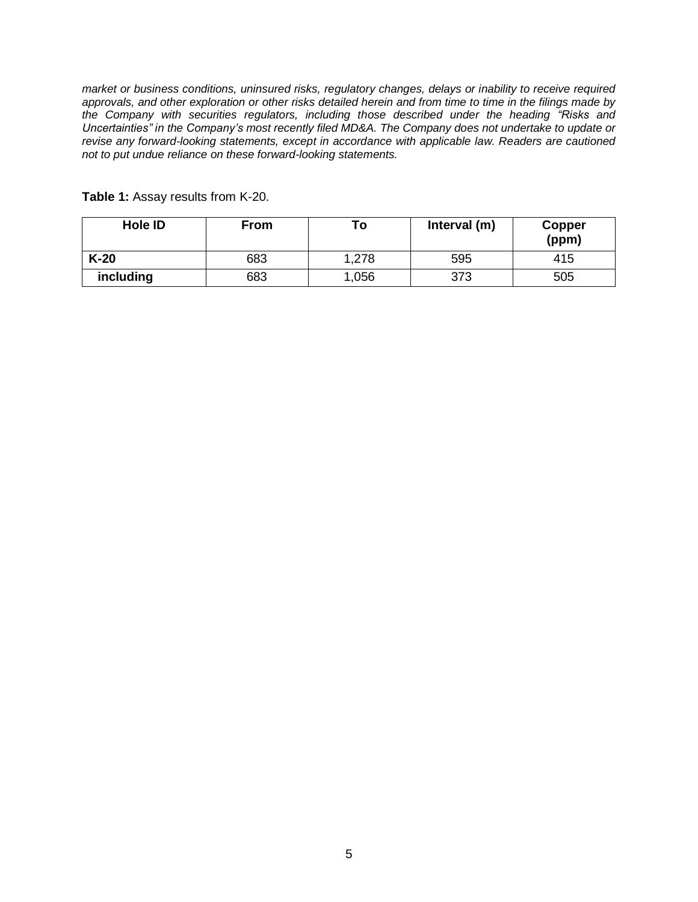*market or business conditions, uninsured risks, regulatory changes, delays or inability to receive required approvals, and other exploration or other risks detailed herein and from time to time in the filings made by the Company with securities regulators, including those described under the heading "Risks and Uncertainties" in the Company's most recently filed MD&A. The Company does not undertake to update or revise any forward-looking statements, except in accordance with applicable law. Readers are cautioned not to put undue reliance on these forward-looking statements.*

**Table 1:** Assay results from K-20.

| Hole ID | From | To | Interval (m) | Copper (ppm) |
|---|---|---|---|---|
| **K-20** | 683 | 1,278 | 595 | 415 |
| **including** | 683 | 1,056 | 373 | 505 |